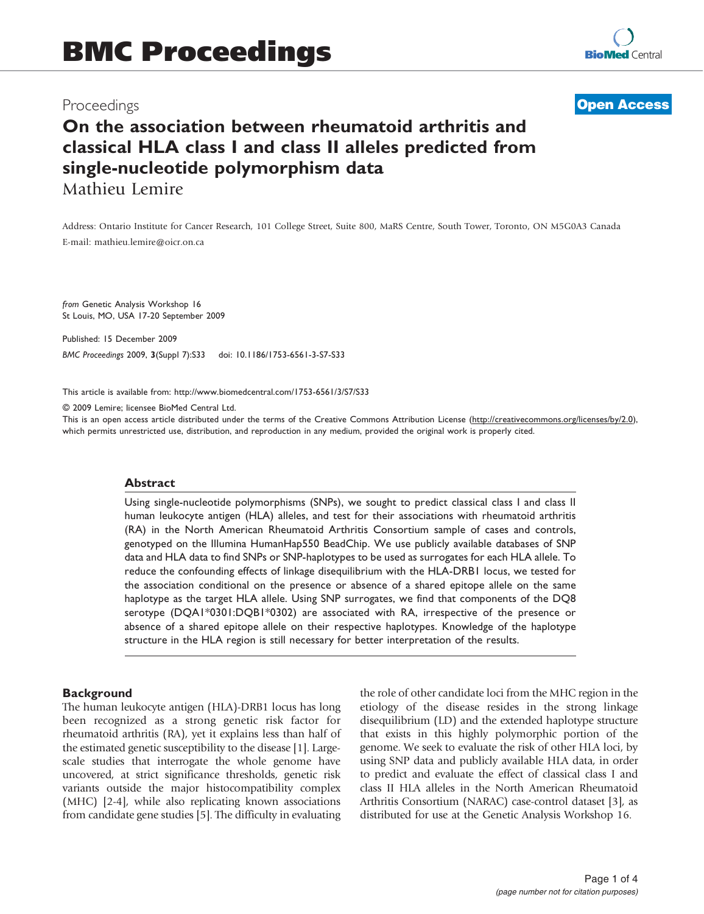# BMC Proceedings

Proceedings **Open Access**

# On the association between rheumatoid arthritis and classical HLA class I and class II alleles predicted from single-nucleotide polymorphism data

Mathieu Lemire

Address: Ontario Institute for Cancer Research, 101 College Street, Suite 800, MaRS Centre, South Tower, Toronto, ON M5G0A3 Canada

E-mail: mathieu.lemire@oicr.on.ca

*from* Genetic Analysis Workshop 16
St Louis, MO, USA 17-20 September 2009

Published: 15 December 2009

*BMC Proceedings* 2009, **3**(Suppl 7):S33 doi: 10.1186/1753-6561-3-S7-S33

This article is available from: http://www.biomedcentral.com/1753-6561/3/S7/S33

© 2009 Lemire; licensee BioMed Central Ltd.
This is an open access article distributed under the terms of the Creative Commons Attribution License (http://creativecommons.org/licenses/by/2.0), which permits unrestricted use, distribution, and reproduction in any medium, provided the original work is properly cited.

## Abstract

Using single-nucleotide polymorphisms (SNPs), we sought to predict classical class I and class II human leukocyte antigen (HLA) alleles, and test for their associations with rheumatoid arthritis (RA) in the North American Rheumatoid Arthritis Consortium sample of cases and controls, genotyped on the Illumina HumanHap550 BeadChip. We use publicly available databases of SNP data and HLA data to find SNPs or SNP-haplotypes to be used as surrogates for each HLA allele. To reduce the confounding effects of linkage disequilibrium with the HLA-DRB1 locus, we tested for the association conditional on the presence or absence of a shared epitope allele on the same haplotype as the target HLA allele. Using SNP surrogates, we find that components of the DQ8 serotype (DQA1*0301:DQB1*0302) are associated with RA, irrespective of the presence or absence of a shared epitope allele on their respective haplotypes. Knowledge of the haplotype structure in the HLA region is still necessary for better interpretation of the results.

## Background

The human leukocyte antigen (HLA)-DRB1 locus has long been recognized as a strong genetic risk factor for rheumatoid arthritis (RA), yet it explains less than half of the estimated genetic susceptibility to the disease [1]. Large-scale studies that interrogate the whole genome have uncovered, at strict significance thresholds, genetic risk variants outside the major histocompatibility complex (MHC) [2-4], while also replicating known associations from candidate gene studies [5]. The difficulty in evaluating the role of other candidate loci from the MHC region in the etiology of the disease resides in the strong linkage disequilibrium (LD) and the extended haplotype structure that exists in this highly polymorphic portion of the genome. We seek to evaluate the risk of other HLA loci, by using SNP data and publicly available HLA data, in order to predict and evaluate the effect of classical class I and class II HLA alleles in the North American Rheumatoid Arthritis Consortium (NARAC) case-control dataset [3], as distributed for use at the Genetic Analysis Workshop 16.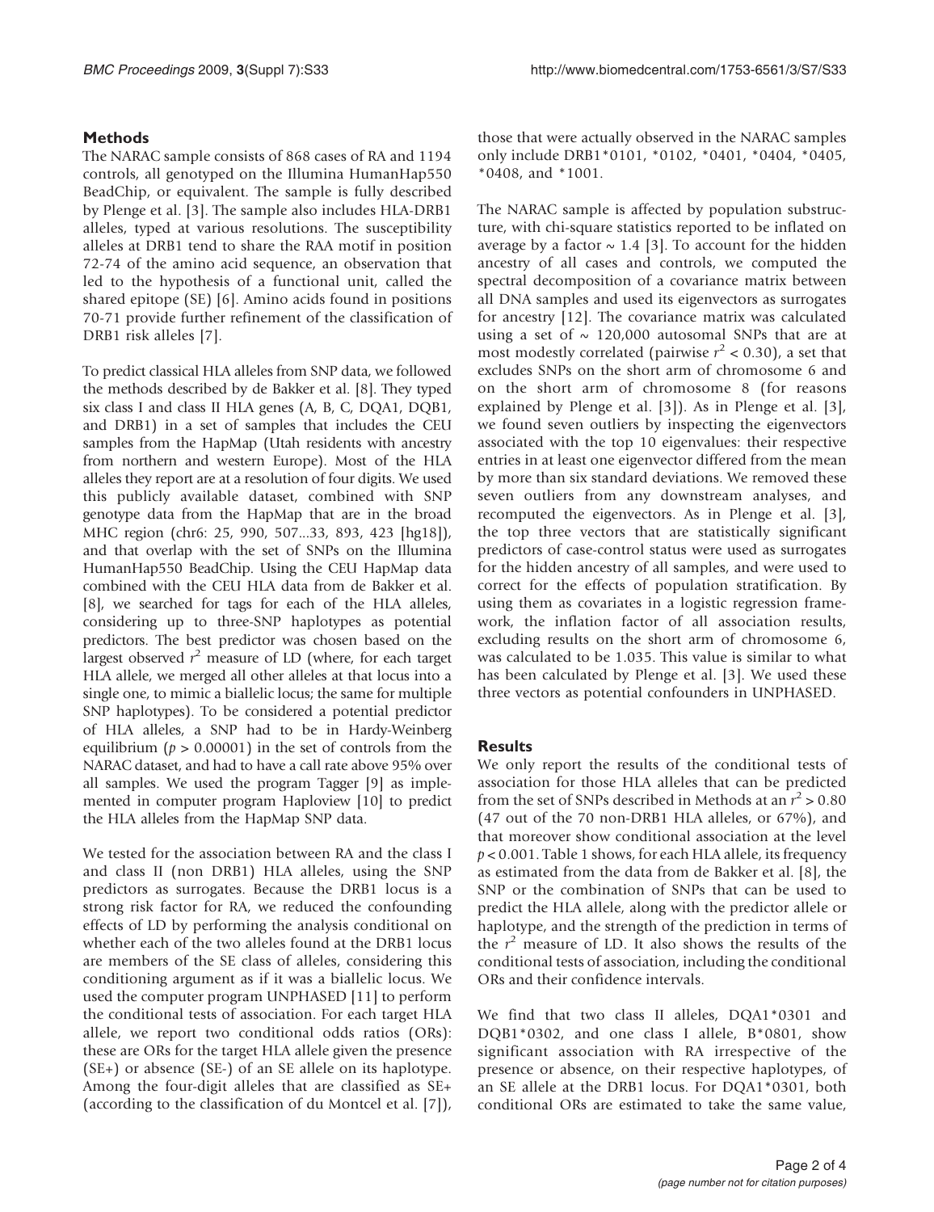## Methods

The NARAC sample consists of 868 cases of RA and 1194 controls, all genotyped on the Illumina HumanHap550 BeadChip, or equivalent. The sample is fully described by Plenge et al. [3]. The sample also includes HLA-DRB1 alleles, typed at various resolutions. The susceptibility alleles at DRB1 tend to share the RAA motif in position 72-74 of the amino acid sequence, an observation that led to the hypothesis of a functional unit, called the shared epitope (SE) [6]. Amino acids found in positions 70-71 provide further refinement of the classification of DRB1 risk alleles [7].

To predict classical HLA alleles from SNP data, we followed the methods described by de Bakker et al. [8]. They typed six class I and class II HLA genes (A, B, C, DQA1, DQB1, and DRB1) in a set of samples that includes the CEU samples from the HapMap (Utah residents with ancestry from northern and western Europe). Most of the HLA alleles they report are at a resolution of four digits. We used this publicly available dataset, combined with SNP genotype data from the HapMap that are in the broad MHC region (chr6: 25, 990, 507...33, 893, 423 [hg18]), and that overlap with the set of SNPs on the Illumina HumanHap550 BeadChip. Using the CEU HapMap data combined with the CEU HLA data from de Bakker et al. [8], we searched for tags for each of the HLA alleles, considering up to three-SNP haplotypes as potential predictors. The best predictor was chosen based on the largest observed $r^2$ measure of LD (where, for each target HLA allele, we merged all other alleles at that locus into a single one, to mimic a biallelic locus; the same for multiple SNP haplotypes). To be considered a potential predictor of HLA alleles, a SNP had to be in Hardy-Weinberg equilibrium ($p > 0.00001$) in the set of controls from the NARAC dataset, and had to have a call rate above 95% over all samples. We used the program Tagger [9] as implemented in computer program Haploview [10] to predict the HLA alleles from the HapMap SNP data.

We tested for the association between RA and the class I and class II (non DRB1) HLA alleles, using the SNP predictors as surrogates. Because the DRB1 locus is a strong risk factor for RA, we reduced the confounding effects of LD by performing the analysis conditional on whether each of the two alleles found at the DRB1 locus are members of the SE class of alleles, considering this conditioning argument as if it was a biallelic locus. We used the computer program UNPHASED [11] to perform the conditional tests of association. For each target HLA allele, we report two conditional odds ratios (ORs): these are ORs for the target HLA allele given the presence (SE+) or absence (SE-) of an SE allele on its haplotype. Among the four-digit alleles that are classified as SE+ (according to the classification of du Montcel et al. [7]), those that were actually observed in the NARAC samples only include DRB1*0101, *0102, *0401, *0404, *0405, *0408, and *1001.

The NARAC sample is affected by population substructure, with chi-square statistics reported to be inflated on average by a factor ~ 1.4 [3]. To account for the hidden ancestry of all cases and controls, we computed the spectral decomposition of a covariance matrix between all DNA samples and used its eigenvectors as surrogates for ancestry [12]. The covariance matrix was calculated using a set of ~ 120,000 autosomal SNPs that are at most modestly correlated (pairwise $r^2 < 0.30$), a set that excludes SNPs on the short arm of chromosome 6 and on the short arm of chromosome 8 (for reasons explained by Plenge et al. [3]). As in Plenge et al. [3], we found seven outliers by inspecting the eigenvectors associated with the top 10 eigenvalues: their respective entries in at least one eigenvector differed from the mean by more than six standard deviations. We removed these seven outliers from any downstream analyses, and recomputed the eigenvectors. As in Plenge et al. [3], the top three vectors that are statistically significant predictors of case-control status were used as surrogates for the hidden ancestry of all samples, and were used to correct for the effects of population stratification. By using them as covariates in a logistic regression framework, the inflation factor of all association results, excluding results on the short arm of chromosome 6, was calculated to be 1.035. This value is similar to what has been calculated by Plenge et al. [3]. We used these three vectors as potential confounders in UNPHASED.

## Results

We only report the results of the conditional tests of association for those HLA alleles that can be predicted from the set of SNPs described in Methods at an $r^2 > 0.80$ (47 out of the 70 non-DRB1 HLA alleles, or 67%), and that moreover show conditional association at the level $p < 0.001$. Table 1 shows, for each HLA allele, its frequency as estimated from the data from de Bakker et al. [8], the SNP or the combination of SNPs that can be used to predict the HLA allele, along with the predictor allele or haplotype, and the strength of the prediction in terms of the $r^2$ measure of LD. It also shows the results of the conditional tests of association, including the conditional ORs and their confidence intervals.

We find that two class II alleles, DQA1*0301 and DQB1*0302, and one class I allele, B*0801, show significant association with RA irrespective of the presence or absence, on their respective haplotypes, of an SE allele at the DRB1 locus. For DQA1*0301, both conditional ORs are estimated to take the same value,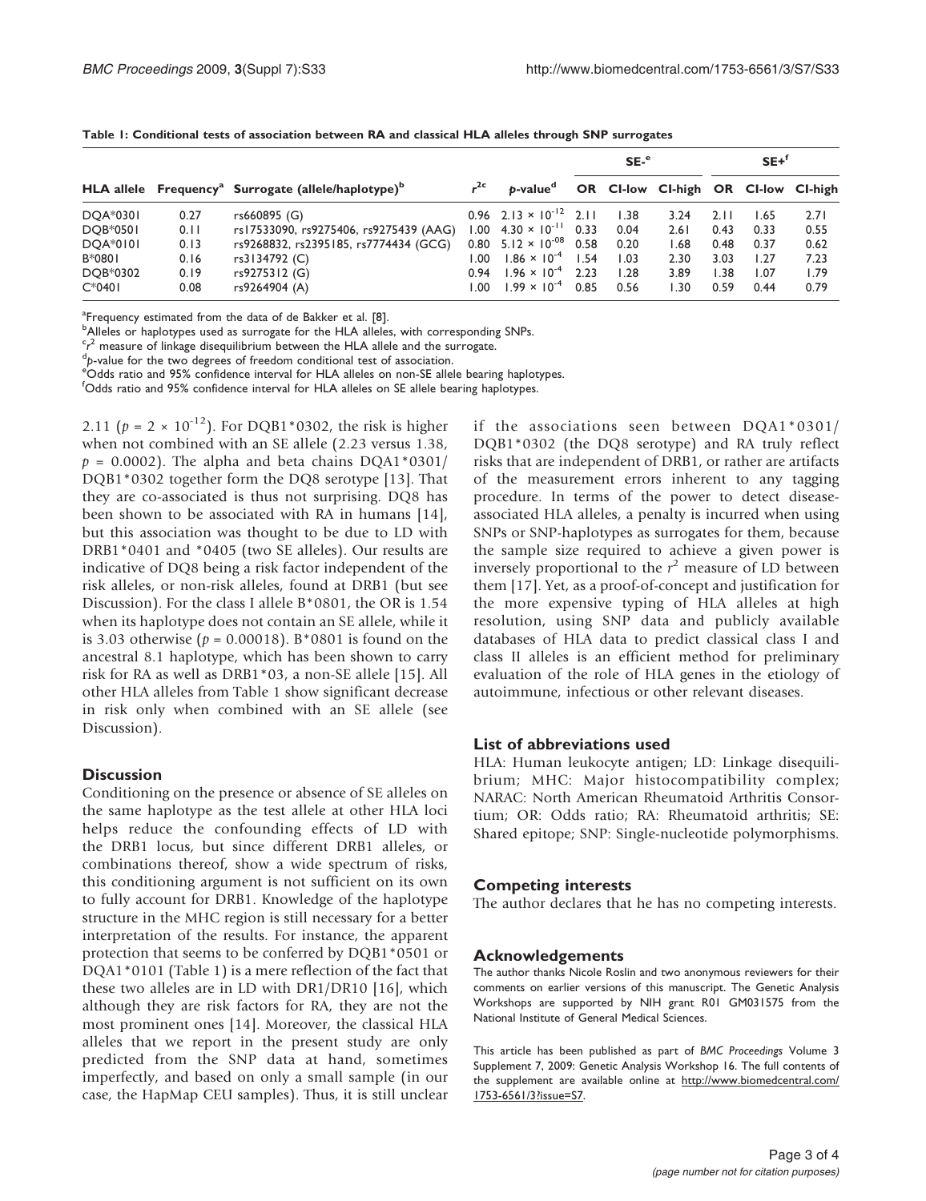**Table 1: Conditional tests of association between RA and classical HLA alleles through SNP surrogates**

| HLA allele | Frequency[a] | Surrogate (allele/haplotype)[b] | $r^{2c}$ | p-value[d] | SE-[e] | | | SE+[f] | | |
|---|---|---|---|---|---|---|---|---|---|---|
| | | | | | OR | CI-low | CI-high | OR | CI-low | CI-high |
| DQA*0301 | 0.27 | rs660895 (G) | 0.96 | $2.13 \times 10^{-12}$ | 2.11 | 1.38 | 3.24 | 2.11 | 1.65 | 2.71 |
| DQB*0501 | 0.11 | rs17533090, rs9275406, rs9275439 (AAG) | 1.00 | $4.30 \times 10^{-11}$ | 0.33 | 0.04 | 2.61 | 0.43 | 0.33 | 0.55 |
| DQA*0101 | 0.13 | rs9268832, rs2395185, rs7774434 (GCG) | 0.80 | $5.12 \times 10^{-08}$ | 0.58 | 0.20 | 1.68 | 0.48 | 0.37 | 0.62 |
| B*0801 | 0.16 | rs3134792 (C) | 1.00 | $1.86 \times 10^{-4}$ | 1.54 | 1.03 | 2.30 | 3.03 | 1.27 | 7.23 |
| DQB*0302 | 0.19 | rs9275312 (G) | 0.94 | $1.96 \times 10^{-4}$ | 2.23 | 1.28 | 3.89 | 1.38 | 1.07 | 1.79 |
| C*0401 | 0.08 | rs9264904 (A) | 1.00 | $1.99 \times 10^{-4}$ | 0.85 | 0.56 | 1.30 | 0.59 | 0.44 | 0.79 |

[a]Frequency estimated from the data of de Bakker et al. [8].
[b]Alleles or haplotypes used as surrogate for the HLA alleles, with corresponding SNPs.
[c]$r^2$ measure of linkage disequilibrium between the HLA allele and the surrogate.
[d]p-value for the two degrees of freedom conditional test of association.
[e]Odds ratio and 95% confidence interval for HLA alleles on non-SE allele bearing haplotypes.
[f]Odds ratio and 95% confidence interval for HLA alleles on SE allele bearing haplotypes.

2.11 ($p = 2 \times 10^{-12}$). For DQB1*0302, the risk is higher when not combined with an SE allele (2.23 versus 1.38, $p = 0.0002$). The alpha and beta chains DQA1*0301/DQB1*0302 together form the DQ8 serotype [13]. That they are co-associated is thus not surprising. DQ8 has been shown to be associated with RA in humans [14], but this association was thought to be due to LD with DRB1*0401 and *0405 (two SE alleles). Our results are indicative of DQ8 being a risk factor independent of the risk alleles, or non-risk alleles, found at DRB1 (but see Discussion). For the class I allele B*0801, the OR is 1.54 when its haplotype does not contain an SE allele, while it is 3.03 otherwise ($p = 0.00018$). B*0801 is found on the ancestral 8.1 haplotype, which has been shown to carry risk for RA as well as DRB1*03, a non-SE allele [15]. All other HLA alleles from Table 1 show significant decrease in risk only when combined with an SE allele (see Discussion).

## Discussion

Conditioning on the presence or absence of SE alleles on the same haplotype as the test allele at other HLA loci helps reduce the confounding effects of LD with the DRB1 locus, but since different DRB1 alleles, or combinations thereof, show a wide spectrum of risks, this conditioning argument is not sufficient on its own to fully account for DRB1. Knowledge of the haplotype structure in the MHC region is still necessary for a better interpretation of the results. For instance, the apparent protection that seems to be conferred by DQB1*0501 or DQA1*0101 (Table 1) is a mere reflection of the fact that these two alleles are in LD with DR1/DR10 [16], which although they are risk factors for RA, they are not the most prominent ones [14]. Moreover, the classical HLA alleles that we report in the present study are only predicted from the SNP data at hand, sometimes imperfectly, and based on only a small sample (in our case, the HapMap CEU samples). Thus, it is still unclear if the associations seen between DQA1*0301/DQB1*0302 (the DQ8 serotype) and RA truly reflect risks that are independent of DRB1, or rather are artifacts of the measurement errors inherent to any tagging procedure. In terms of the power to detect disease-associated HLA alleles, a penalty is incurred when using SNPs or SNP-haplotypes as surrogates for them, because the sample size required to achieve a given power is inversely proportional to the $r^2$ measure of LD between them [17]. Yet, as a proof-of-concept and justification for the more expensive typing of HLA alleles at high resolution, using SNP data and publicly available databases of HLA data to predict classical class I and class II alleles is an efficient method for preliminary evaluation of the role of HLA genes in the etiology of autoimmune, infectious or other relevant diseases.

## List of abbreviations used

HLA: Human leukocyte antigen; LD: Linkage disequilibrium; MHC: Major histocompatibility complex; NARAC: North American Rheumatoid Arthritis Consortium; OR: Odds ratio; RA: Rheumatoid arthritis; SE: Shared epitope; SNP: Single-nucleotide polymorphisms.

## Competing interests

The author declares that he has no competing interests.

## Acknowledgements

The author thanks Nicole Roslin and two anonymous reviewers for their comments on earlier versions of this manuscript. The Genetic Analysis Workshops are supported by NIH grant R01 GM031575 from the National Institute of General Medical Sciences.

This article has been published as part of *BMC Proceedings* Volume 3 Supplement 7, 2009: Genetic Analysis Workshop 16. The full contents of the supplement are available online at http://www.biomedcentral.com/1753-6561/3?issue=S7.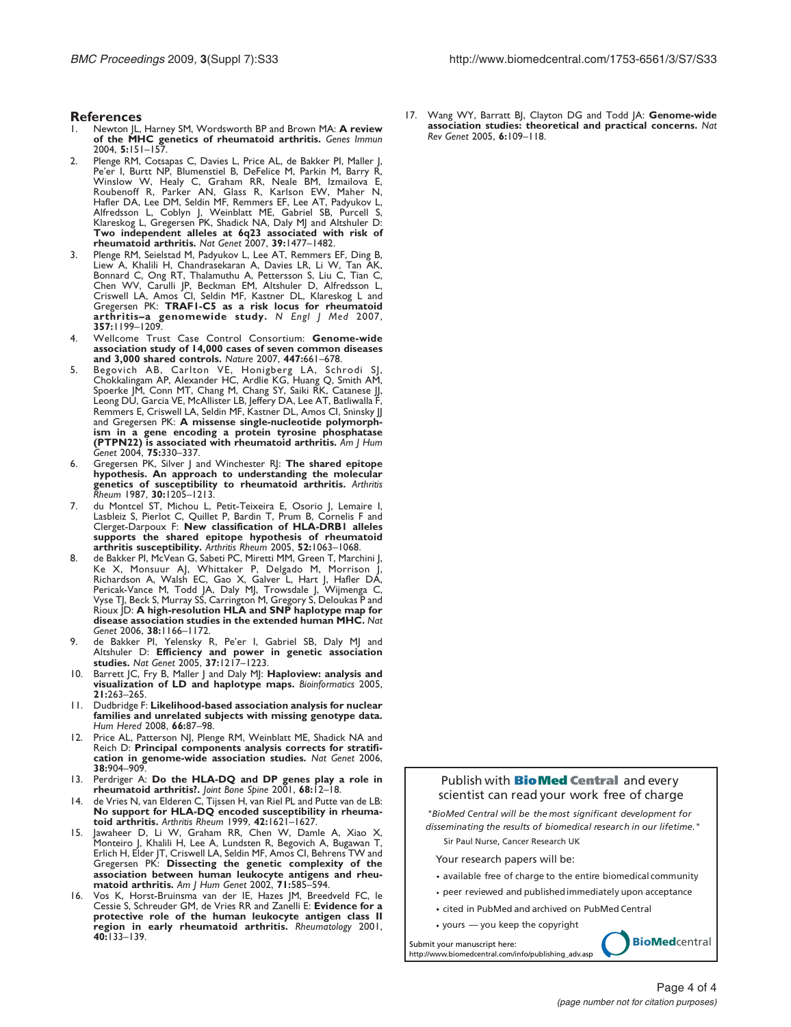## References

1. Newton JL, Harney SM, Wordsworth BP and Brown MA: **A review of the MHC genetics of rheumatoid arthritis.** *Genes Immun* 2004, **5:**151–157.
2. Plenge RM, Cotsapas C, Davies L, Price AL, de Bakker PI, Maller J, Pe'er I, Burtt NP, Blumenstiel B, DeFelice M, Parkin M, Barry R, Winslow W, Healy C, Graham RR, Neale BM, Izmailova E, Roubenoff R, Parker AN, Glass R, Karlson EW, Maher N, Hafler DA, Lee DM, Seldin MF, Remmers EF, Lee AT, Padyukov L, Alfredsson L, Coblyn J, Weinblatt ME, Gabriel SB, Purcell S, Klareskog L, Gregersen PK, Shadick NA, Daly MJ and Altshuler D: **Two independent alleles at 6q23 associated with risk of rheumatoid arthritis.** *Nat Genet* 2007, **39:**1477–1482.
3. Plenge RM, Seielstad M, Padyukov L, Lee AT, Remmers EF, Ding B, Liew A, Khalili H, Chandrasekaran A, Davies LR, Li W, Tan AK, Bonnard C, Ong RT, Thalamuthu A, Pettersson S, Liu C, Tian C, Chen WV, Carulli JP, Beckman EM, Altshuler D, Alfredsson L, Criswell LA, Amos CI, Seldin MF, Kastner DL, Klareskog L and Gregersen PK: **TRAF1-C5 as a risk locus for rheumatoid arthritis–a genomewide study.** *N Engl J Med* 2007, **357:**1199–1209.
4. Wellcome Trust Case Control Consortium: **Genome-wide association study of 14,000 cases of seven common diseases and 3,000 shared controls.** *Nature* 2007, **447:**661–678.
5. Begovich AB, Carlton VE, Honigberg LA, Schrodi SJ, Chokkalingam AP, Alexander HC, Ardlie KG, Huang Q, Smith AM, Spoerke JM, Conn MT, Chang M, Chang SY, Saiki RK, Catanese JJ, Leong DU, Garcia VE, McAllister LB, Jeffery DA, Lee AT, Batliwalla F, Remmers E, Criswell LA, Seldin MF, Kastner DL, Amos CI, Sninsky JJ and Gregersen PK: **A missense single-nucleotide polymorphism in a gene encoding a protein tyrosine phosphatase (PTPN22) is associated with rheumatoid arthritis.** *Am J Hum Genet* 2004, **75:**330–337.
6. Gregersen PK, Silver J and Winchester RJ: **The shared epitope hypothesis. An approach to understanding the molecular genetics of susceptibility to rheumatoid arthritis.** *Arthritis Rheum* 1987, **30:**1205–1213.
7. du Montcel ST, Michou L, Petit-Teixeira E, Osorio J, Lemaire I, Lasbleiz S, Pierlot C, Quillet P, Bardin T, Prum B, Cornelis F and Clerget-Darpoux F: **New classification of HLA-DRB1 alleles supports the shared epitope hypothesis of rheumatoid arthritis susceptibility.** *Arthritis Rheum* 2005, **52:**1063–1068.
8. de Bakker PI, McVean G, Sabeti PC, Miretti MM, Green T, Marchini J, Ke X, Monsuur AJ, Whittaker P, Delgado M, Morrison J, Richardson A, Walsh EC, Gao X, Galver L, Hart J, Hafler DA, Pericak-Vance M, Todd JA, Daly MJ, Trowsdale J, Wijmenga C, Vyse TJ, Beck S, Murray SS, Carrington M, Gregory S, Deloukas P and Rioux JD: **A high-resolution HLA and SNP haplotype map for disease association studies in the extended human MHC.** *Nat Genet* 2006, **38:**1166–1172.
9. de Bakker PI, Yelensky R, Pe'er I, Gabriel SB, Daly MJ and Altshuler D: **Efficiency and power in genetic association studies.** *Nat Genet* 2005, **37:**1217–1223.
10. Barrett JC, Fry B, Maller J and Daly MJ: **Haploview: analysis and visualization of LD and haplotype maps.** *Bioinformatics* 2005, **21:**263–265.
11. Dudbridge F: **Likelihood-based association analysis for nuclear families and unrelated subjects with missing genotype data.** *Hum Hered* 2008, **66:**87–98.
12. Price AL, Patterson NJ, Plenge RM, Weinblatt ME, Shadick NA and Reich D: **Principal components analysis corrects for stratification in genome-wide association studies.** *Nat Genet* 2006, **38:**904–909.
13. Perdriger A: **Do the HLA-DQ and DP genes play a role in rheumatoid arthritis?.** *Joint Bone Spine* 2001, **68:**12–18.
14. de Vries N, van Elderen C, Tijssen H, van Riel PL and Putte van de LB: **No support for HLA-DQ encoded susceptibility in rheumatoid arthritis.** *Arthritis Rheum* 1999, **42:**1621–1627.
15. Jawaheer D, Li W, Graham RR, Chen W, Damle A, Xiao X, Monteiro J, Khalili H, Lee A, Lundsten R, Begovich A, Bugawan T, Erlich H, Elder JT, Criswell LA, Seldin MF, Amos CI, Behrens TW and Gregersen PK: **Dissecting the genetic complexity of the association between human leukocyte antigens and rheumatoid arthritis.** *Am J Hum Genet* 2002, **71:**585–594.
16. Vos K, Horst-Bruinsma van der IE, Hazes JM, Breedveld FC, le Cessie S, Schreuder GM, de Vries RR and Zanelli E: **Evidence for a protective role of the human leukocyte antigen class II region in early rheumatoid arthritis.** *Rheumatology* 2001, **40:**133–139.
17. Wang WY, Barratt BJ, Clayton DG and Todd JA: **Genome-wide association studies: theoretical and practical concerns.** *Nat Rev Genet* 2005, **6:**109–118.

Publish with **BioMed Central** and every scientist can read your work free of charge

*"BioMed Central will be the most significant development for disseminating the results of biomedical research in our lifetime."*

Sir Paul Nurse, Cancer Research UK

Your research papers will be:

- available free of charge to the entire biomedical community
- peer reviewed and published immediately upon acceptance
- cited in PubMed and archived on PubMed Central
- yours — you keep the copyright

Submit your manuscript here:
http://www.biomedcentral.com/info/publishing_adv.asp

**BioMed**central